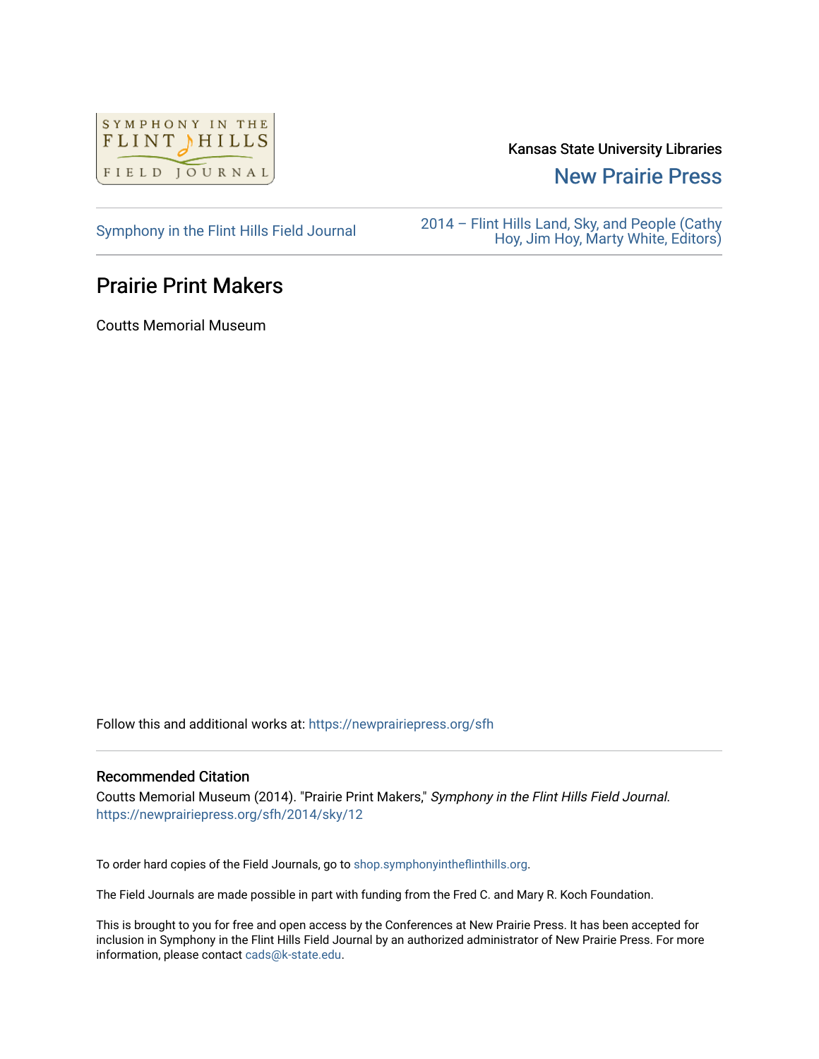Kansas State University Libraries

New Prairie Press

Symphony in the Flint Hills Field Journal

2014 – Flint Hills Land, Sky, and People (Cathy Hoy, Jim Hoy, Marty White, Editors)

# Prairie Print Makers

Coutts Memorial Museum

Follow this and additional works at: https://newprairiepress.org/sfh

## Recommended Citation

Coutts Memorial Museum (2014). "Prairie Print Makers," *Symphony in the Flint Hills Field Journal*. https://newprairiepress.org/sfh/2014/sky/12

To order hard copies of the Field Journals, go to shop.symphonyintheflinthills.org.

The Field Journals are made possible in part with funding from the Fred C. and Mary R. Koch Foundation.

This is brought to you for free and open access by the Conferences at New Prairie Press. It has been accepted for inclusion in Symphony in the Flint Hills Field Journal by an authorized administrator of New Prairie Press. For more information, please contact cads@k-state.edu.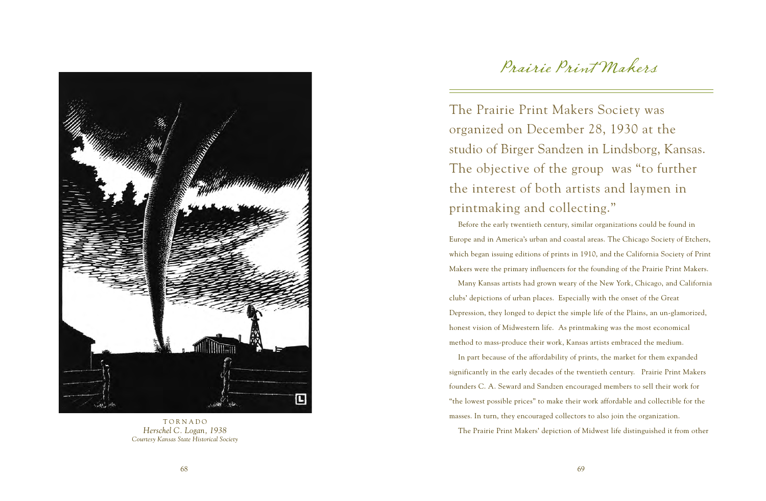TORNADO
*Herschel C. Logan, 1938*
*Courtesy Kansas State Historical Society*

# *Prairie Print Makers*

The Prairie Print Makers Society was organized on December 28, 1930 at the studio of Birger Sandzen in Lindsborg, Kansas. The objective of the group was "to further the interest of both artists and laymen in printmaking and collecting."

Before the early twentieth century, similar organizations could be found in Europe and in America's urban and coastal areas. The Chicago Society of Etchers, which began issuing editions of prints in 1910, and the California Society of Print Makers were the primary influencers for the founding of the Prairie Print Makers.

Many Kansas artists had grown weary of the New York, Chicago, and California clubs' depictions of urban places. Especially with the onset of the Great Depression, they longed to depict the simple life of the Plains, an un-glamorized, honest vision of Midwestern life. As printmaking was the most economical method to mass-produce their work, Kansas artists embraced the medium.

In part because of the affordability of prints, the market for them expanded significantly in the early decades of the twentieth century. Prairie Print Makers founders C. A. Seward and Sandzen encouraged members to sell their work for "the lowest possible prices" to make their work affordable and collectible for the masses. In turn, they encouraged collectors to also join the organization.

The Prairie Print Makers' depiction of Midwest life distinguished it from other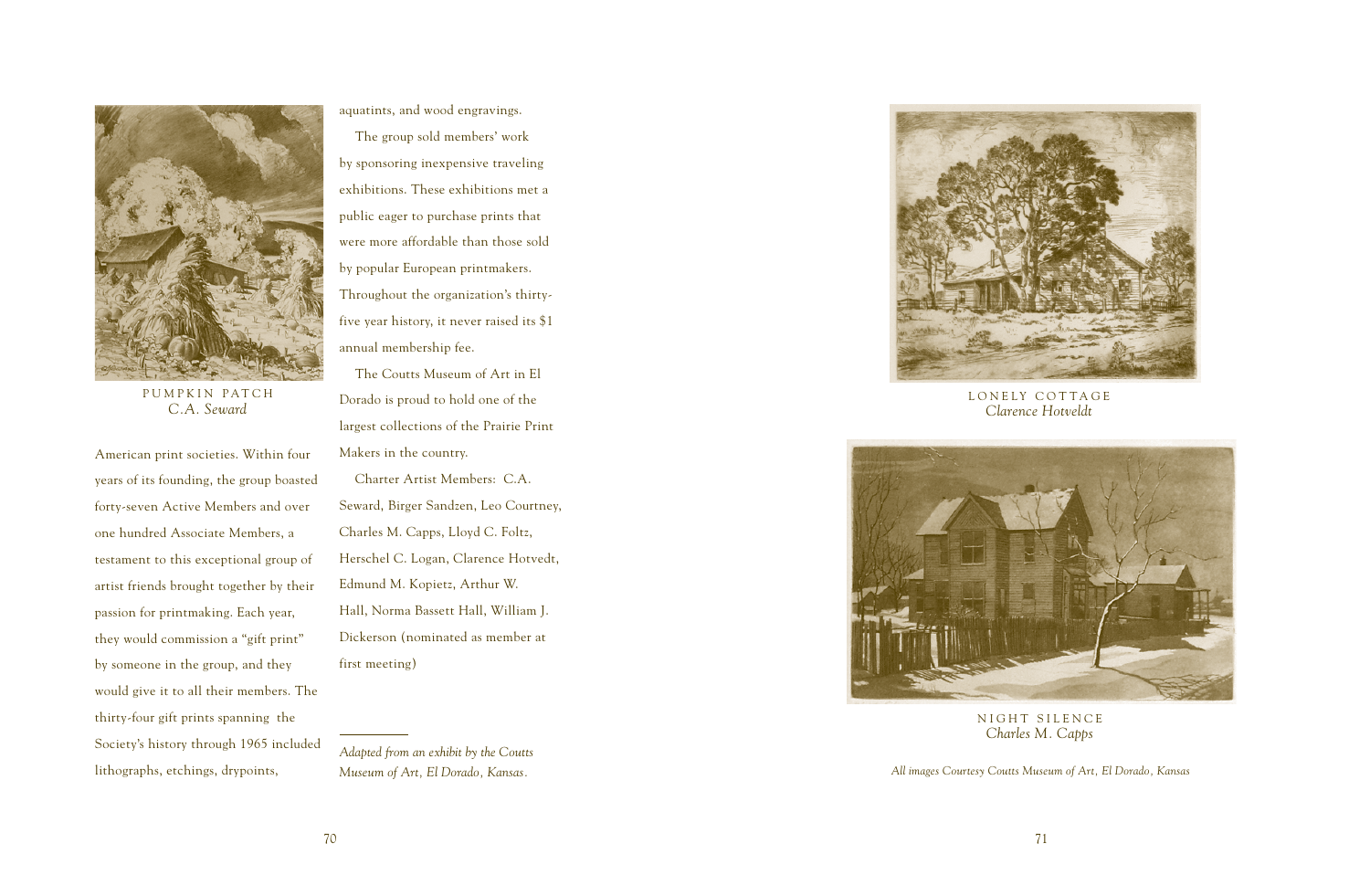PUMPKIN PATCH
*C.A. Seward*

American print societies. Within four years of its founding, the group boasted forty-seven Active Members and over one hundred Associate Members, a testament to this exceptional group of artist friends brought together by their passion for printmaking. Each year, they would commission a "gift print" by someone in the group, and they would give it to all their members. The thirty-four gift prints spanning the Society's history through 1965 included lithographs, etchings, drypoints, aquatints, and wood engravings.

The group sold members' work by sponsoring inexpensive traveling exhibitions. These exhibitions met a public eager to purchase prints that were more affordable than those sold by popular European printmakers. Throughout the organization's thirty-five year history, it never raised its $1 annual membership fee.

The Coutts Museum of Art in El Dorado is proud to hold one of the largest collections of the Prairie Print Makers in the country.

Charter Artist Members: C.A. Seward, Birger Sandzen, Leo Courtney, Charles M. Capps, Lloyd C. Foltz, Herschel C. Logan, Clarence Hotvedt, Edmund M. Kopietz, Arthur W. Hall, Norma Bassett Hall, William J. Dickerson (nominated as member at first meeting)

---

*Adapted from an exhibit by the Coutts Museum of Art, El Dorado, Kansas.*

LONELY COTTAGE
*Clarence Hotveldt*

NIGHT SILENCE
*Charles M. Capps*

*All images Courtesy Coutts Museum of Art, El Dorado, Kansas*